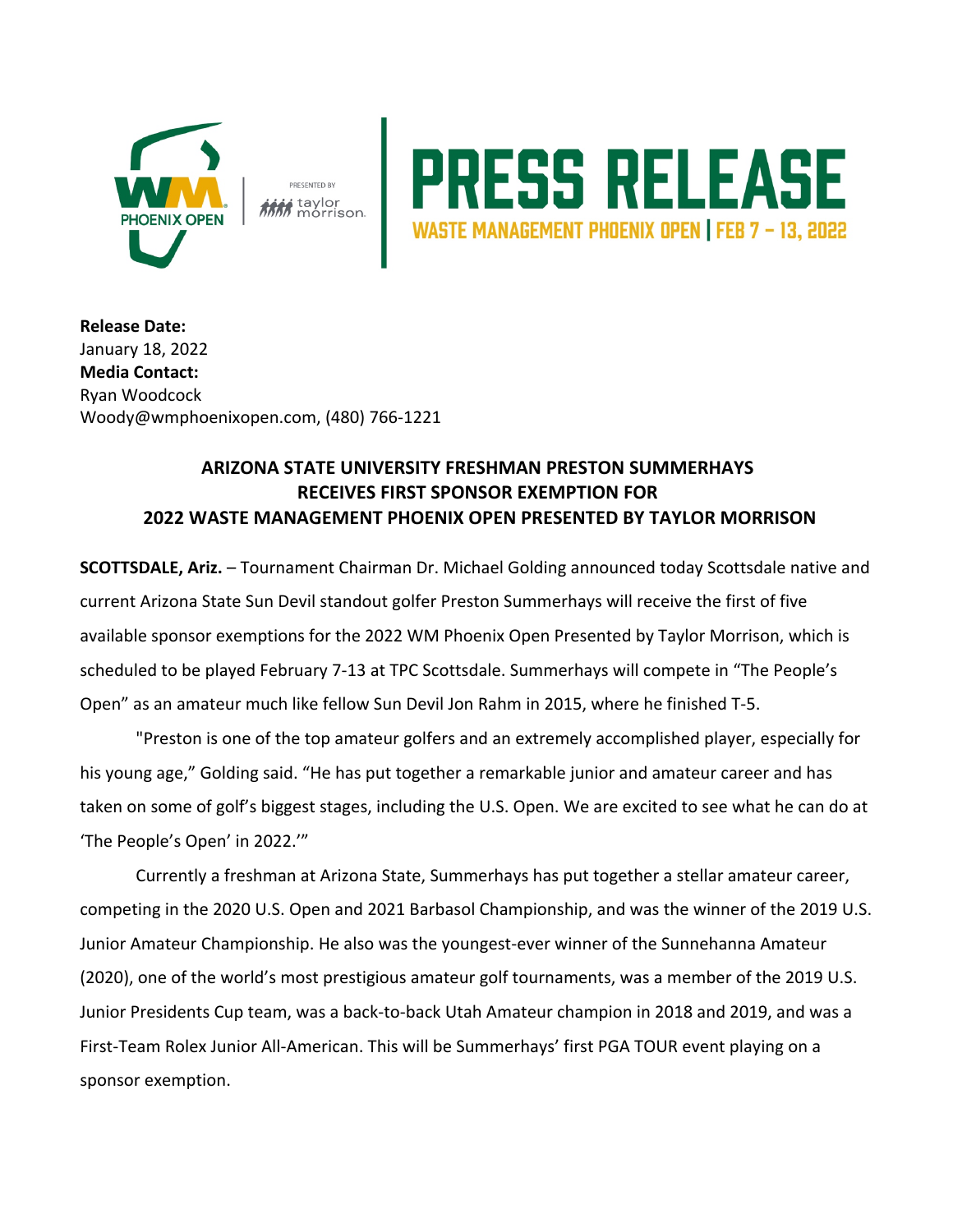# PRESS RELEASE

**WASTE MANAGEMENT PHOENIX OPEN | FEB 7 – 13, 2022**

**Release Date:**
January 18, 2022
**Media Contact:**
Ryan Woodcock
Woody@wmphoenixopen.com, (480) 766-1221

## ARIZONA STATE UNIVERSITY FRESHMAN PRESTON SUMMERHAYS RECEIVES FIRST SPONSOR EXEMPTION FOR 2022 WASTE MANAGEMENT PHOENIX OPEN PRESENTED BY TAYLOR MORRISON

**SCOTTSDALE, Ariz.** – Tournament Chairman Dr. Michael Golding announced today Scottsdale native and current Arizona State Sun Devil standout golfer Preston Summerhays will receive the first of five available sponsor exemptions for the 2022 WM Phoenix Open Presented by Taylor Morrison, which is scheduled to be played February 7-13 at TPC Scottsdale. Summerhays will compete in "The People's Open" as an amateur much like fellow Sun Devil Jon Rahm in 2015, where he finished T-5.

"Preston is one of the top amateur golfers and an extremely accomplished player, especially for his young age," Golding said. "He has put together a remarkable junior and amateur career and has taken on some of golf's biggest stages, including the U.S. Open. We are excited to see what he can do at 'The People's Open' in 2022.'"

Currently a freshman at Arizona State, Summerhays has put together a stellar amateur career, competing in the 2020 U.S. Open and 2021 Barbasol Championship, and was the winner of the 2019 U.S. Junior Amateur Championship. He also was the youngest-ever winner of the Sunnehanna Amateur (2020), one of the world's most prestigious amateur golf tournaments, was a member of the 2019 U.S. Junior Presidents Cup team, was a back-to-back Utah Amateur champion in 2018 and 2019, and was a First-Team Rolex Junior All-American. This will be Summerhays' first PGA TOUR event playing on a sponsor exemption.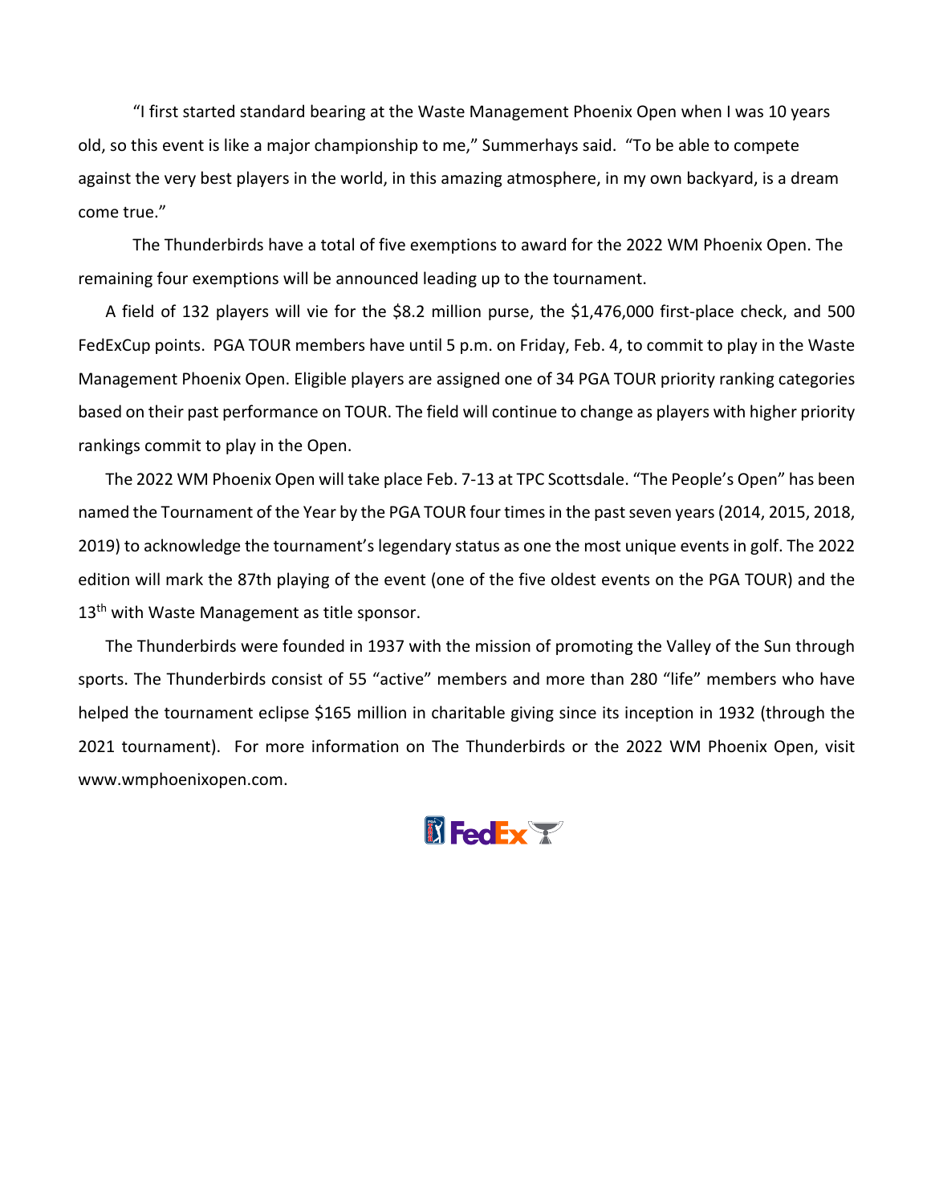"I first started standard bearing at the Waste Management Phoenix Open when I was 10 years old, so this event is like a major championship to me," Summerhays said. "To be able to compete against the very best players in the world, in this amazing atmosphere, in my own backyard, is a dream come true."

The Thunderbirds have a total of five exemptions to award for the 2022 WM Phoenix Open. The remaining four exemptions will be announced leading up to the tournament.

A field of 132 players will vie for the $8.2 million purse, the $1,476,000 first-place check, and 500 FedExCup points. PGA TOUR members have until 5 p.m. on Friday, Feb. 4, to commit to play in the Waste Management Phoenix Open. Eligible players are assigned one of 34 PGA TOUR priority ranking categories based on their past performance on TOUR. The field will continue to change as players with higher priority rankings commit to play in the Open.

The 2022 WM Phoenix Open will take place Feb. 7-13 at TPC Scottsdale. "The People's Open" has been named the Tournament of the Year by the PGA TOUR four times in the past seven years (2014, 2015, 2018, 2019) to acknowledge the tournament's legendary status as one the most unique events in golf. The 2022 edition will mark the 87th playing of the event (one of the five oldest events on the PGA TOUR) and the 13th with Waste Management as title sponsor.

The Thunderbirds were founded in 1937 with the mission of promoting the Valley of the Sun through sports. The Thunderbirds consist of 55 "active" members and more than 280 "life" members who have helped the tournament eclipse $165 million in charitable giving since its inception in 1932 (through the 2021 tournament). For more information on The Thunderbirds or the 2022 WM Phoenix Open, visit www.wmphoenixopen.com.

FedEx